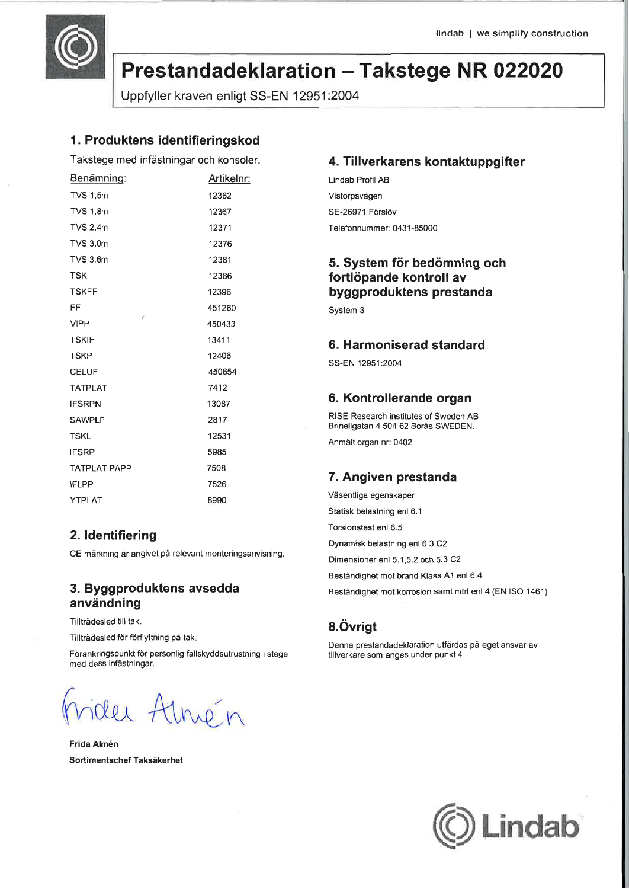# Prestandadeklaration – Takstege NR 022020

Uppfyller kraven enligt SS-EN 12951:2004

## 1. Produktens identifieringskod

Takstege med infästningar och konsoler.

| Benämning: | Artikelnr: |
|---|---|
| TVS 1,5m | 12362 |
| TVS 1,8m | 12367 |
| TVS 2,4m | 12371 |
| TVS 3,0m | 12376 |
| TVS 3,6m | 12381 |
| TSK | 12386 |
| TSKFF | 12396 |
| FF | 451260 |
| VIPP | 450433 |
| TSKIF | 13411 |
| TSKP | 12406 |
| CELUF | 450654 |
| TATPLAT | 7412 |
| IFSRPN | 13087 |
| SAWPLF | 2817 |
| TSKL | 12531 |
| IFSRP | 5985 |
| TATPLAT PAPP | 7508 |
| IFLPP | 7526 |
| YTPLAT | 8990 |

## 2. Identifiering

CE märkning är angivet på relevant monteringsanvisning.

## 3. Byggproduktens avsedda användning

Tillträdesled till tak.

Tillträdesled för förflyttning på tak.

Förankringspunkt för personlig fallskyddsutrustning i stege med dess infästningar.

Frida Almén

**Frida Almén**

**Sortimentschef Taksäkerhet**

## 4. Tillverkarens kontaktuppgifter

Lindab Profil AB

Vistorpsvägen

SE-26971 Förslöv

Telefonnummer: 0431-85000

## 5. System för bedömning och fortlöpande kontroll av byggproduktens prestanda

System 3

## 6. Harmoniserad standard

SS-EN 12951:2004

## 6. Kontrollerande organ

RISE Research institutes of Sweden AB
Brinellgatan 4 504 62 Borås SWEDEN.

Anmält organ nr: 0402

## 7. Angiven prestanda

Väsentliga egenskaper

Statisk belastning enl 6.1

Torsionstest enl 6.5

Dynamisk belastning enl 6.3 C2

Dimensioner enl 5.1,5.2 och 5.3 C2

Beständighet mot brand Klass A1 enl 6.4

Beständighet mot korrosion samt mtrl enl 4 (EN ISO 1461)

## 8.Övrigt

Denna prestandadeklaration utfärdas på eget ansvar av tillverkare som anges under punkt 4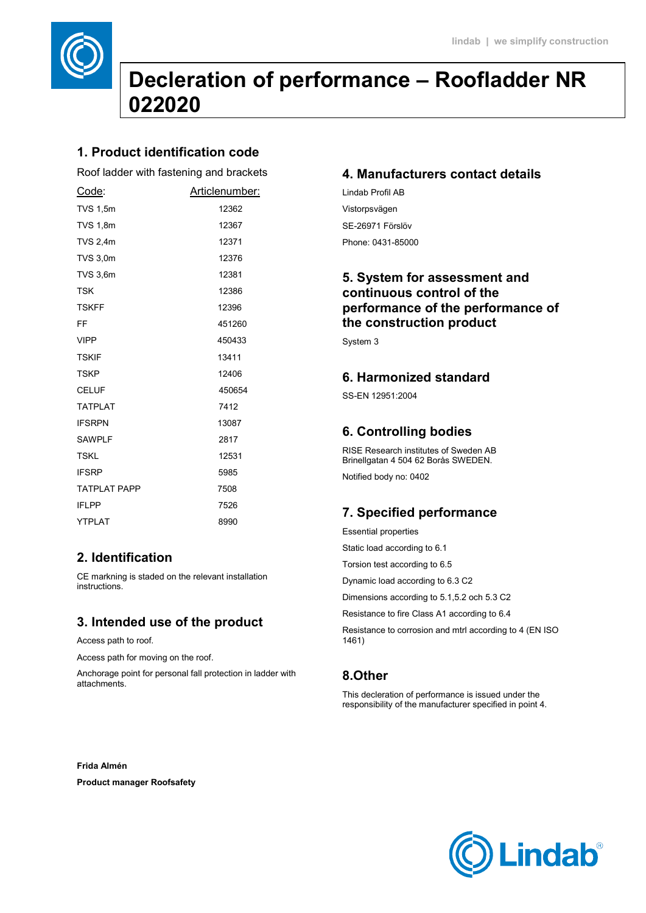# Decleration of performance – Roofladder NR 022020

## 1. Product identification code

Roof ladder with fastening and brackets

| Code: | Articlenumber: |
|---|---|
| TVS 1,5m | 12362 |
| TVS 1,8m | 12367 |
| TVS 2,4m | 12371 |
| TVS 3,0m | 12376 |
| TVS 3,6m | 12381 |
| TSK | 12386 |
| TSKFF | 12396 |
| FF | 451260 |
| VIPP | 450433 |
| TSKIF | 13411 |
| TSKP | 12406 |
| CELUF | 450654 |
| TATPLAT | 7412 |
| IFSRPN | 13087 |
| SAWPLF | 2817 |
| TSKL | 12531 |
| IFSRP | 5985 |
| TATPLAT PAPP | 7508 |
| IFLPP | 7526 |
| YTPLAT | 8990 |

## 2. Identification

CE markning is staded on the relevant installation instructions.

## 3. Intended use of the product

Access path to roof.

Access path for moving on the roof.

Anchorage point for personal fall protection in ladder with attachments.

## 4. Manufacturers contact details

Lindab Profil AB

Vistorpsvägen

SE-26971 Förslöv

Phone: 0431-85000

## 5. System for assessment and continuous control of the performance of the performance of the construction product

System 3

## 6. Harmonized standard

SS-EN 12951:2004

## 6. Controlling bodies

RISE Research institutes of Sweden AB Brinellgatan 4 504 62 Borås SWEDEN.

Notified body no: 0402

## 7. Specified performance

Essential properties

Static load according to 6.1

Torsion test according to 6.5

Dynamic load according to 6.3 C2

Dimensions according to 5.1,5.2 och 5.3 C2

Resistance to fire Class A1 according to 6.4

Resistance to corrosion and mtrl according to 4 (EN ISO 1461)

## 8.Other

This decleration of performance is issued under the responsibility of the manufacturer specified in point 4.

**Frida Almén**

**Product manager Roofsafety**